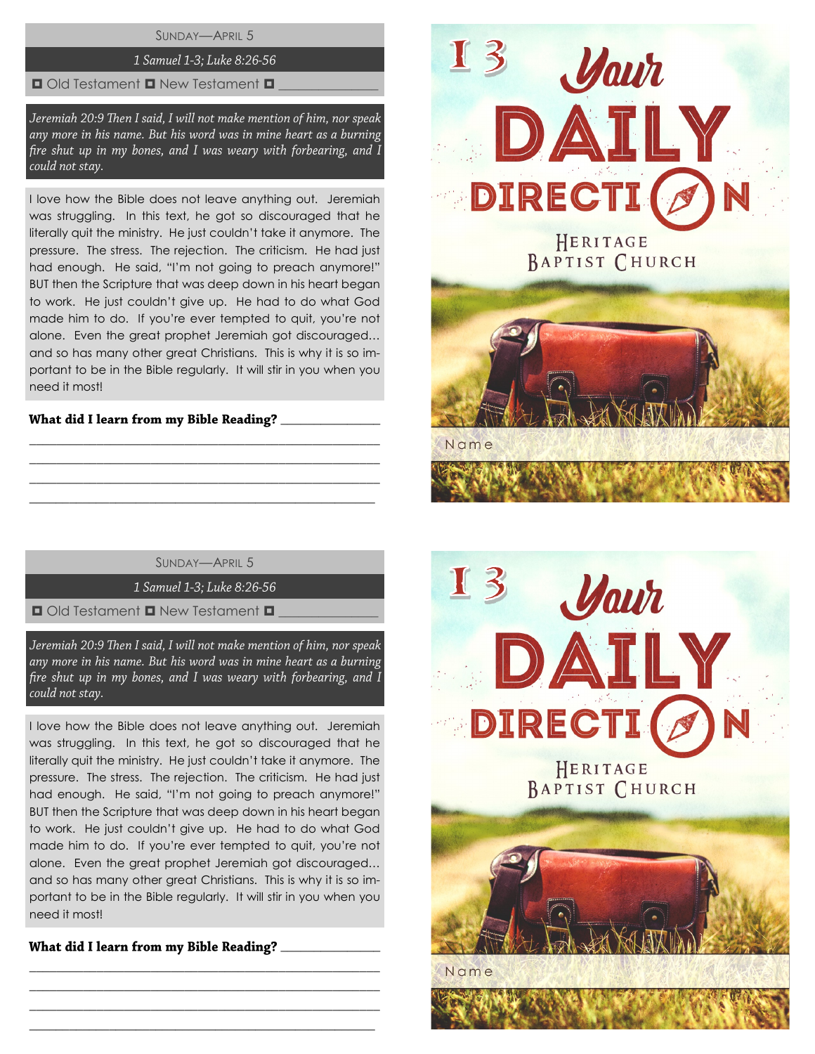SUNDAY—APRIL 5

*1 Samuel 1-3; Luke 8:26-56*

◘ Old Testament ◘ New Testament ◘ ______________

*Jeremiah 20:9 Then I said, I will not make mention of him, nor speak any more in his name. But his word was in mine heart as a burning fire shut up in my bones, and I was weary with forbearing, and I could not stay.*

I love how the Bible does not leave anything out. Jeremiah was struggling. In this text, he got so discouraged that he literally quit the ministry. He just couldn't take it anymore. The pressure. The stress. The rejection. The criticism. He had just had enough. He said, "I'm not going to preach anymore!" BUT then the Scripture that was deep down in his heart began to work. He just couldn't give up. He had to do what God made him to do. If you're ever tempted to quit, you're not alone. Even the great prophet Jeremiah got discouraged... and so has many other great Christians. This is why it is so important to be in the Bible regularly. It will stir in you when you need it most!

**What did I learn from my Bible Reading?** ______________

__________________________________________________

__________________________________________________

__________________________________________________

__________________________________________________

I 3 Your DAILY DIRECTION

HERITAGE BAPTIST CHURCH

Name

SUNDAY—APRIL 5

*1 Samuel 1-3; Luke 8:26-56*

◘ Old Testament ◘ New Testament ◘ ______________

*Jeremiah 20:9 Then I said, I will not make mention of him, nor speak any more in his name. But his word was in mine heart as a burning fire shut up in my bones, and I was weary with forbearing, and I could not stay.*

I love how the Bible does not leave anything out. Jeremiah was struggling. In this text, he got so discouraged that he literally quit the ministry. He just couldn't take it anymore. The pressure. The stress. The rejection. The criticism. He had just had enough. He said, "I'm not going to preach anymore!" BUT then the Scripture that was deep down in his heart began to work. He just couldn't give up. He had to do what God made him to do. If you're ever tempted to quit, you're not alone. Even the great prophet Jeremiah got discouraged... and so has many other great Christians. This is why it is so important to be in the Bible regularly. It will stir in you when you need it most!

**What did I learn from my Bible Reading?** ______________

__________________________________________________

__________________________________________________

__________________________________________________

__________________________________________________

I 3 Your DAILY DIRECTION

HERITAGE BAPTIST CHURCH

Name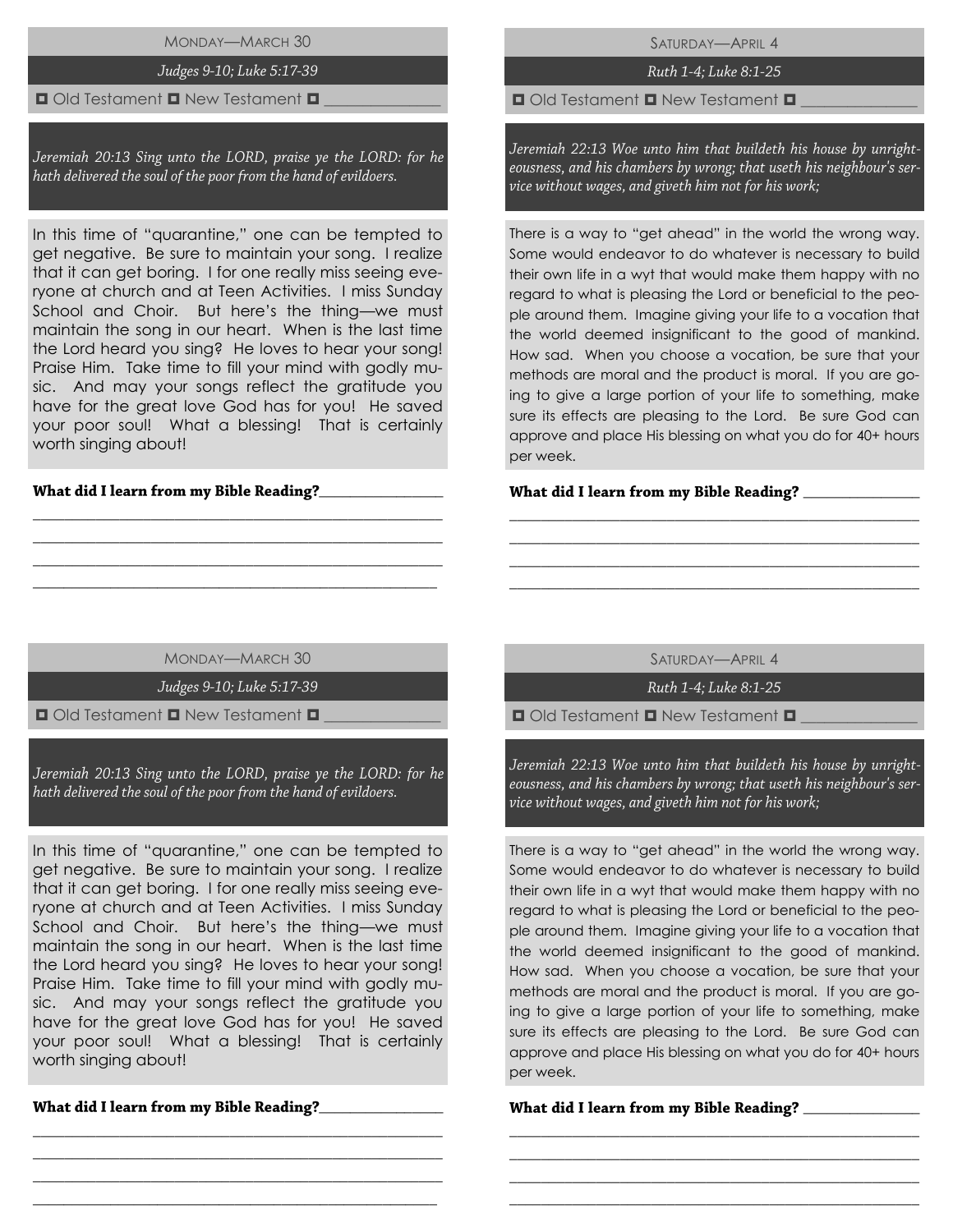## Monday—March 30

*Judges 9-10; Luke 5:17-39*

◘ Old Testament ◘ New Testament ◘ ______________

*Jeremiah 20:13 Sing unto the LORD, praise ye the LORD: for he hath delivered the soul of the poor from the hand of evildoers.*

In this time of "quarantine," one can be tempted to get negative. Be sure to maintain your song. I realize that it can get boring. I for one really miss seeing everyone at church and at Teen Activities. I miss Sunday School and Choir. But here's the thing—we must maintain the song in our heart. When is the last time the Lord heard you sing? He loves to hear your song! Praise Him. Take time to fill your mind with godly music. And may your songs reflect the gratitude you have for the great love God has for you! He saved your poor soul! What a blessing! That is certainly worth singing about!

**What did I learn from my Bible Reading?**________________

_______________________________________________

_______________________________________________

_______________________________________________

_______________________________________________

## Saturday—April 4

*Ruth 1-4; Luke 8:1-25*

◘ Old Testament ◘ New Testament ◘ ______________

*Jeremiah 22:13 Woe unto him that buildeth his house by unrighteousness, and his chambers by wrong; that useth his neighbour's service without wages, and giveth him not for his work;*

There is a way to "get ahead" in the world the wrong way. Some would endeavor to do whatever is necessary to build their own life in a wyt that would make them happy with no regard to what is pleasing the Lord or beneficial to the people around them. Imagine giving your life to a vocation that the world deemed insignificant to the good of mankind. How sad. When you choose a vocation, be sure that your methods are moral and the product is moral. If you are going to give a large portion of your life to something, make sure its effects are pleasing to the Lord. Be sure God can approve and place His blessing on what you do for 40+ hours per week.

**What did I learn from my Bible Reading?** ________________

_______________________________________________

_______________________________________________

_______________________________________________

_______________________________________________

## Monday—March 30

*Judges 9-10; Luke 5:17-39*

◘ Old Testament ◘ New Testament ◘ ______________

*Jeremiah 20:13 Sing unto the LORD, praise ye the LORD: for he hath delivered the soul of the poor from the hand of evildoers.*

In this time of "quarantine," one can be tempted to get negative. Be sure to maintain your song. I realize that it can get boring. I for one really miss seeing everyone at church and at Teen Activities. I miss Sunday School and Choir. But here's the thing—we must maintain the song in our heart. When is the last time the Lord heard you sing? He loves to hear your song! Praise Him. Take time to fill your mind with godly music. And may your songs reflect the gratitude you have for the great love God has for you! He saved your poor soul! What a blessing! That is certainly worth singing about!

**What did I learn from my Bible Reading?**________________

_______________________________________________

_______________________________________________

_______________________________________________

_______________________________________________

## Saturday—April 4

*Ruth 1-4; Luke 8:1-25*

◘ Old Testament ◘ New Testament ◘ ______________

*Jeremiah 22:13 Woe unto him that buildeth his house by unrighteousness, and his chambers by wrong; that useth his neighbour's service without wages, and giveth him not for his work;*

There is a way to "get ahead" in the world the wrong way. Some would endeavor to do whatever is necessary to build their own life in a wyt that would make them happy with no regard to what is pleasing the Lord or beneficial to the people around them. Imagine giving your life to a vocation that the world deemed insignificant to the good of mankind. How sad. When you choose a vocation, be sure that your methods are moral and the product is moral. If you are going to give a large portion of your life to something, make sure its effects are pleasing to the Lord. Be sure God can approve and place His blessing on what you do for 40+ hours per week.

**What did I learn from my Bible Reading?** ________________

_______________________________________________

_______________________________________________

_______________________________________________

_______________________________________________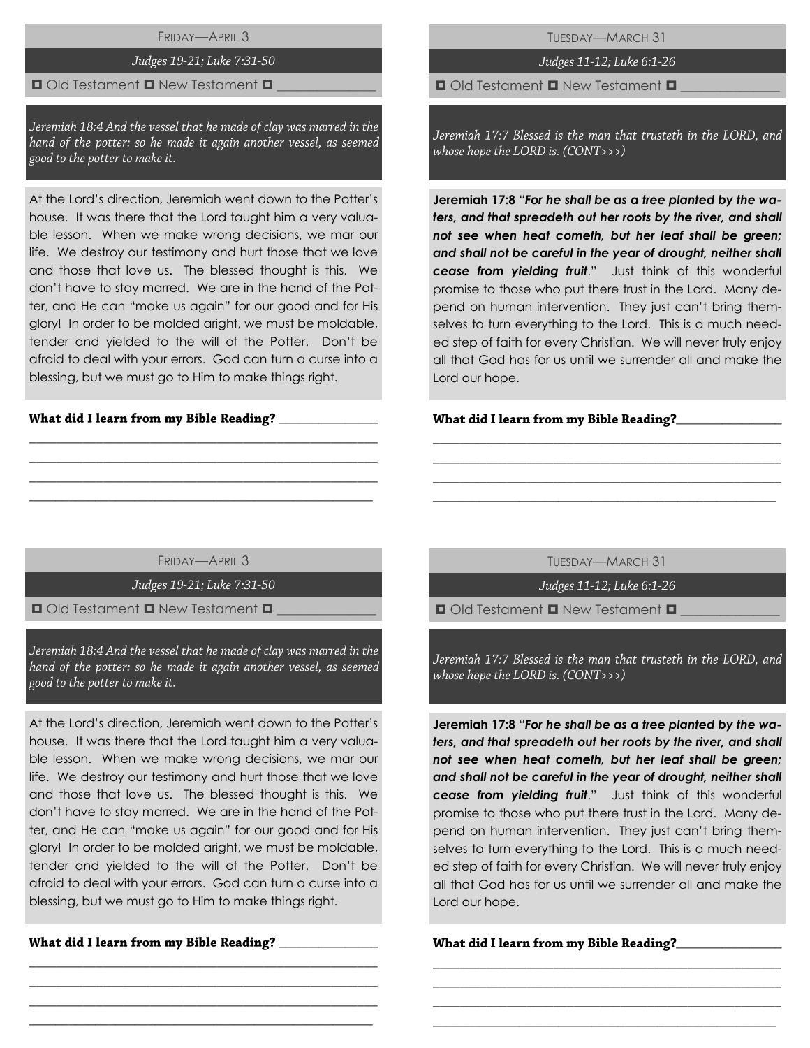## FRIDAY—APRIL 3

*Judges 19-21; Luke 7:31-50*

◘ Old Testament ◘ New Testament ◘ _______________

*Jeremiah 18:4 And the vessel that he made of clay was marred in the hand of the potter: so he made it again another vessel, as seemed good to the potter to make it.*

At the Lord's direction, Jeremiah went down to the Potter's house. It was there that the Lord taught him a very valuable lesson. When we make wrong decisions, we mar our life. We destroy our testimony and hurt those that we love and those that love us. The blessed thought is this. We don't have to stay marred. We are in the hand of the Potter, and He can "make us again" for our good and for His glory! In order to be molded aright, we must be moldable, tender and yielded to the will of the Potter. Don't be afraid to deal with your errors. God can turn a curse into a blessing, but we must go to Him to make things right.

**What did I learn from my Bible Reading?** _______________

_______________________________________________

_______________________________________________

_______________________________________________

_______________________________________________

## TUESDAY—MARCH 31

*Judges 11-12; Luke 6:1-26*

◘ Old Testament ◘ New Testament ◘ _______________

*Jeremiah 17:7 Blessed is the man that trusteth in the LORD, and whose hope the LORD is. (CONT>>>)*

**Jeremiah 17:8** "***For he shall be as a tree planted by the waters, and that spreadeth out her roots by the river, and shall not see when heat cometh, but her leaf shall be green; and shall not be careful in the year of drought, neither shall cease from yielding fruit***." Just think of this wonderful promise to those who put there trust in the Lord. Many depend on human intervention. They just can't bring themselves to turn everything to the Lord. This is a much needed step of faith for every Christian. We will never truly enjoy all that God has for us until we surrender all and make the Lord our hope.

**What did I learn from my Bible Reading?**_______________

_______________________________________________

_______________________________________________

_______________________________________________

_______________________________________________

## FRIDAY—APRIL 3

*Judges 19-21; Luke 7:31-50*

◘ Old Testament ◘ New Testament ◘ _______________

*Jeremiah 18:4 And the vessel that he made of clay was marred in the hand of the potter: so he made it again another vessel, as seemed good to the potter to make it.*

At the Lord's direction, Jeremiah went down to the Potter's house. It was there that the Lord taught him a very valuable lesson. When we make wrong decisions, we mar our life. We destroy our testimony and hurt those that we love and those that love us. The blessed thought is this. We don't have to stay marred. We are in the hand of the Potter, and He can "make us again" for our good and for His glory! In order to be molded aright, we must be moldable, tender and yielded to the will of the Potter. Don't be afraid to deal with your errors. God can turn a curse into a blessing, but we must go to Him to make things right.

**What did I learn from my Bible Reading?** _______________

_______________________________________________

_______________________________________________

_______________________________________________

_______________________________________________

## TUESDAY—MARCH 31

*Judges 11-12; Luke 6:1-26*

◘ Old Testament ◘ New Testament ◘ _______________

*Jeremiah 17:7 Blessed is the man that trusteth in the LORD, and whose hope the LORD is. (CONT>>>)*

**Jeremiah 17:8** "***For he shall be as a tree planted by the waters, and that spreadeth out her roots by the river, and shall not see when heat cometh, but her leaf shall be green; and shall not be careful in the year of drought, neither shall cease from yielding fruit***." Just think of this wonderful promise to those who put there trust in the Lord. Many depend on human intervention. They just can't bring themselves to turn everything to the Lord. This is a much needed step of faith for every Christian. We will never truly enjoy all that God has for us until we surrender all and make the Lord our hope.

**What did I learn from my Bible Reading?**_______________

_______________________________________________

_______________________________________________

_______________________________________________

_______________________________________________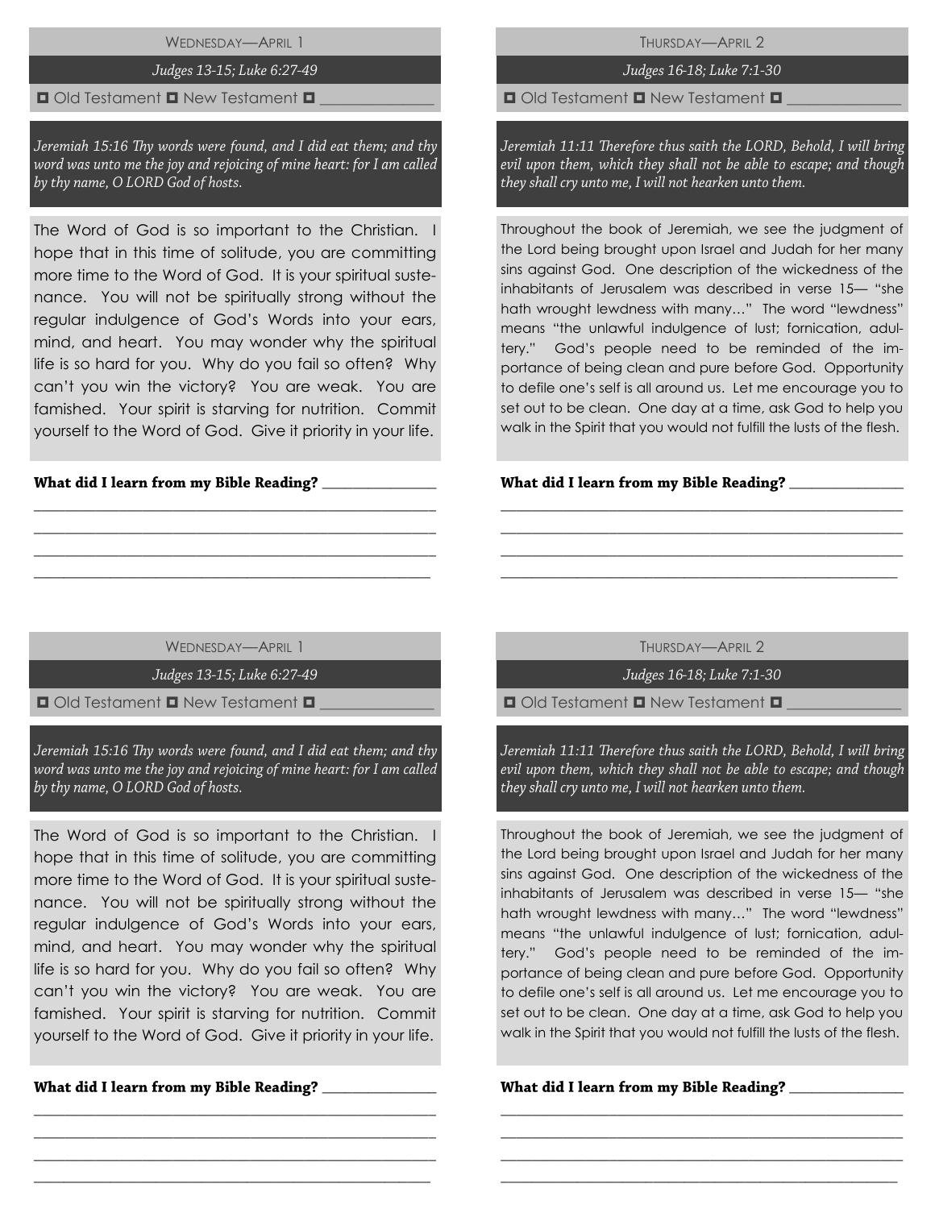## Wednesday—April 1

*Judges 13-15; Luke 6:27-49*

◘ Old Testament ◘ New Testament ◘ _______________

*Jeremiah 15:16 Thy words were found, and I did eat them; and thy word was unto me the joy and rejoicing of mine heart: for I am called by thy name, O LORD God of hosts.*

The Word of God is so important to the Christian. I hope that in this time of solitude, you are committing more time to the Word of God. It is your spiritual sustenance. You will not be spiritually strong without the regular indulgence of God's Words into your ears, mind, and heart. You may wonder why the spiritual life is so hard for you. Why do you fail so often? Why can't you win the victory? You are weak. You are famished. Your spirit is starving for nutrition. Commit yourself to the Word of God. Give it priority in your life.

**What did I learn from my Bible Reading?** _______________

_______________________________________________

_______________________________________________

_______________________________________________

_______________________________________________

## Thursday—April 2

*Judges 16-18; Luke 7:1-30*

◘ Old Testament ◘ New Testament ◘ _______________

*Jeremiah 11:11 Therefore thus saith the LORD, Behold, I will bring evil upon them, which they shall not be able to escape; and though they shall cry unto me, I will not hearken unto them.*

Throughout the book of Jeremiah, we see the judgment of the Lord being brought upon Israel and Judah for her many sins against God. One description of the wickedness of the inhabitants of Jerusalem was described in verse 15— "she hath wrought lewdness with many…" The word "lewdness" means "the unlawful indulgence of lust; fornication, adultery." God's people need to be reminded of the importance of being clean and pure before God. Opportunity to defile one's self is all around us. Let me encourage you to set out to be clean. One day at a time, ask God to help you walk in the Spirit that you would not fulfill the lusts of the flesh.

**What did I learn from my Bible Reading?** _______________

_______________________________________________

_______________________________________________

_______________________________________________

_______________________________________________

## Wednesday—April 1

*Judges 13-15; Luke 6:27-49*

◘ Old Testament ◘ New Testament ◘ _______________

*Jeremiah 15:16 Thy words were found, and I did eat them; and thy word was unto me the joy and rejoicing of mine heart: for I am called by thy name, O LORD God of hosts.*

The Word of God is so important to the Christian. I hope that in this time of solitude, you are committing more time to the Word of God. It is your spiritual sustenance. You will not be spiritually strong without the regular indulgence of God's Words into your ears, mind, and heart. You may wonder why the spiritual life is so hard for you. Why do you fail so often? Why can't you win the victory? You are weak. You are famished. Your spirit is starving for nutrition. Commit yourself to the Word of God. Give it priority in your life.

**What did I learn from my Bible Reading?** _______________

_______________________________________________

_______________________________________________

_______________________________________________

_______________________________________________

## Thursday—April 2

*Judges 16-18; Luke 7:1-30*

◘ Old Testament ◘ New Testament ◘ _______________

*Jeremiah 11:11 Therefore thus saith the LORD, Behold, I will bring evil upon them, which they shall not be able to escape; and though they shall cry unto me, I will not hearken unto them.*

Throughout the book of Jeremiah, we see the judgment of the Lord being brought upon Israel and Judah for her many sins against God. One description of the wickedness of the inhabitants of Jerusalem was described in verse 15— "she hath wrought lewdness with many…" The word "lewdness" means "the unlawful indulgence of lust; fornication, adultery." God's people need to be reminded of the importance of being clean and pure before God. Opportunity to defile one's self is all around us. Let me encourage you to set out to be clean. One day at a time, ask God to help you walk in the Spirit that you would not fulfill the lusts of the flesh.

**What did I learn from my Bible Reading?** _______________

_______________________________________________

_______________________________________________

_______________________________________________

_______________________________________________